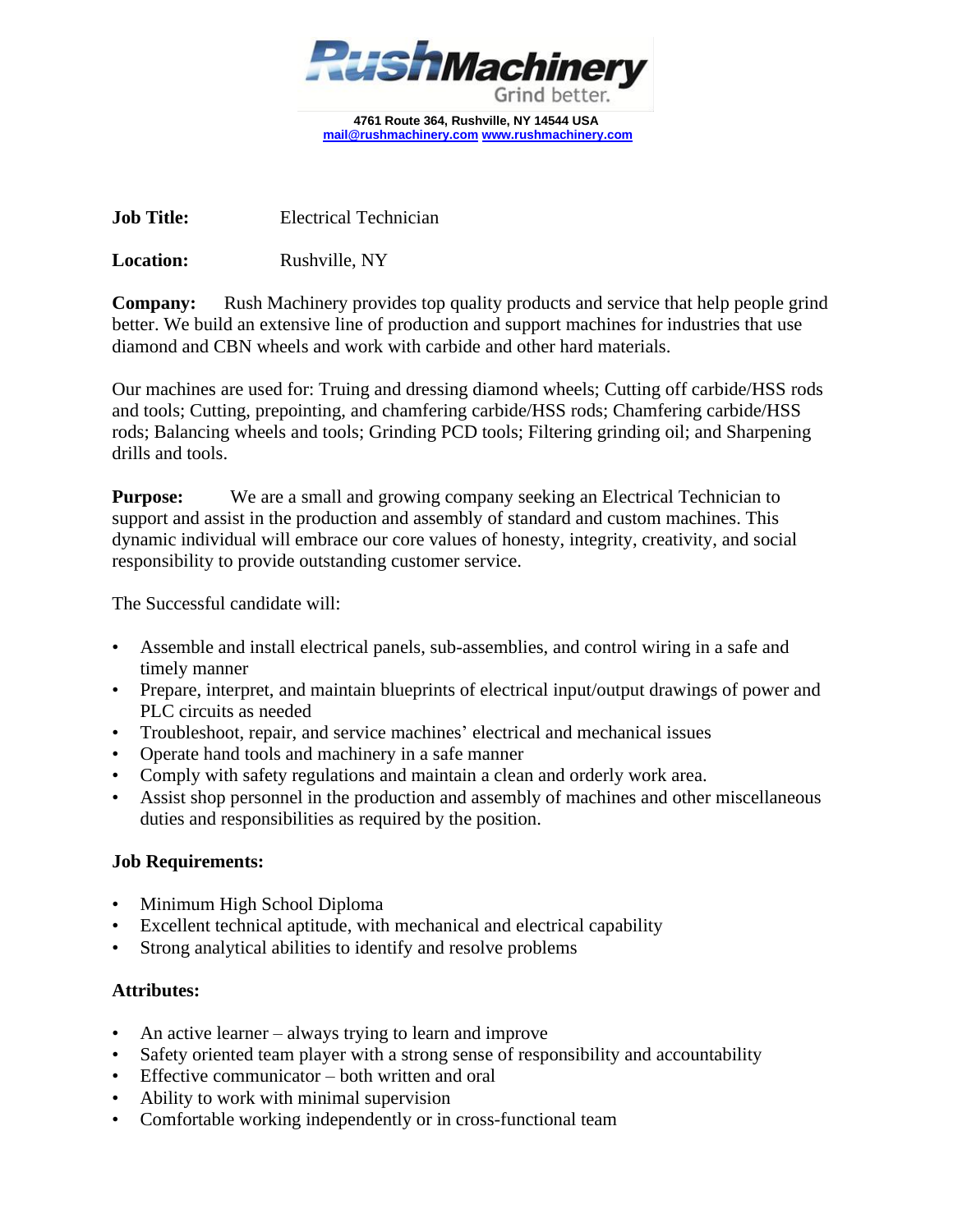**RushMachinery**
Grind better.

**4761 Route 364, Rushville, NY 14544 USA**
**mail@rushmachinery.com www.rushmachinery.com**

**Job Title:** Electrical Technician

**Location:** Rushville, NY

**Company:** Rush Machinery provides top quality products and service that help people grind better. We build an extensive line of production and support machines for industries that use diamond and CBN wheels and work with carbide and other hard materials.

Our machines are used for: Truing and dressing diamond wheels; Cutting off carbide/HSS rods and tools; Cutting, prepointing, and chamfering carbide/HSS rods; Chamfering carbide/HSS rods; Balancing wheels and tools; Grinding PCD tools; Filtering grinding oil; and Sharpening drills and tools.

**Purpose:** We are a small and growing company seeking an Electrical Technician to support and assist in the production and assembly of standard and custom machines. This dynamic individual will embrace our core values of honesty, integrity, creativity, and social responsibility to provide outstanding customer service.

The Successful candidate will:

- Assemble and install electrical panels, sub-assemblies, and control wiring in a safe and timely manner
- Prepare, interpret, and maintain blueprints of electrical input/output drawings of power and PLC circuits as needed
- Troubleshoot, repair, and service machines' electrical and mechanical issues
- Operate hand tools and machinery in a safe manner
- Comply with safety regulations and maintain a clean and orderly work area.
- Assist shop personnel in the production and assembly of machines and other miscellaneous duties and responsibilities as required by the position.

**Job Requirements:**

- Minimum High School Diploma
- Excellent technical aptitude, with mechanical and electrical capability
- Strong analytical abilities to identify and resolve problems

**Attributes:**

- An active learner – always trying to learn and improve
- Safety oriented team player with a strong sense of responsibility and accountability
- Effective communicator – both written and oral
- Ability to work with minimal supervision
- Comfortable working independently or in cross-functional team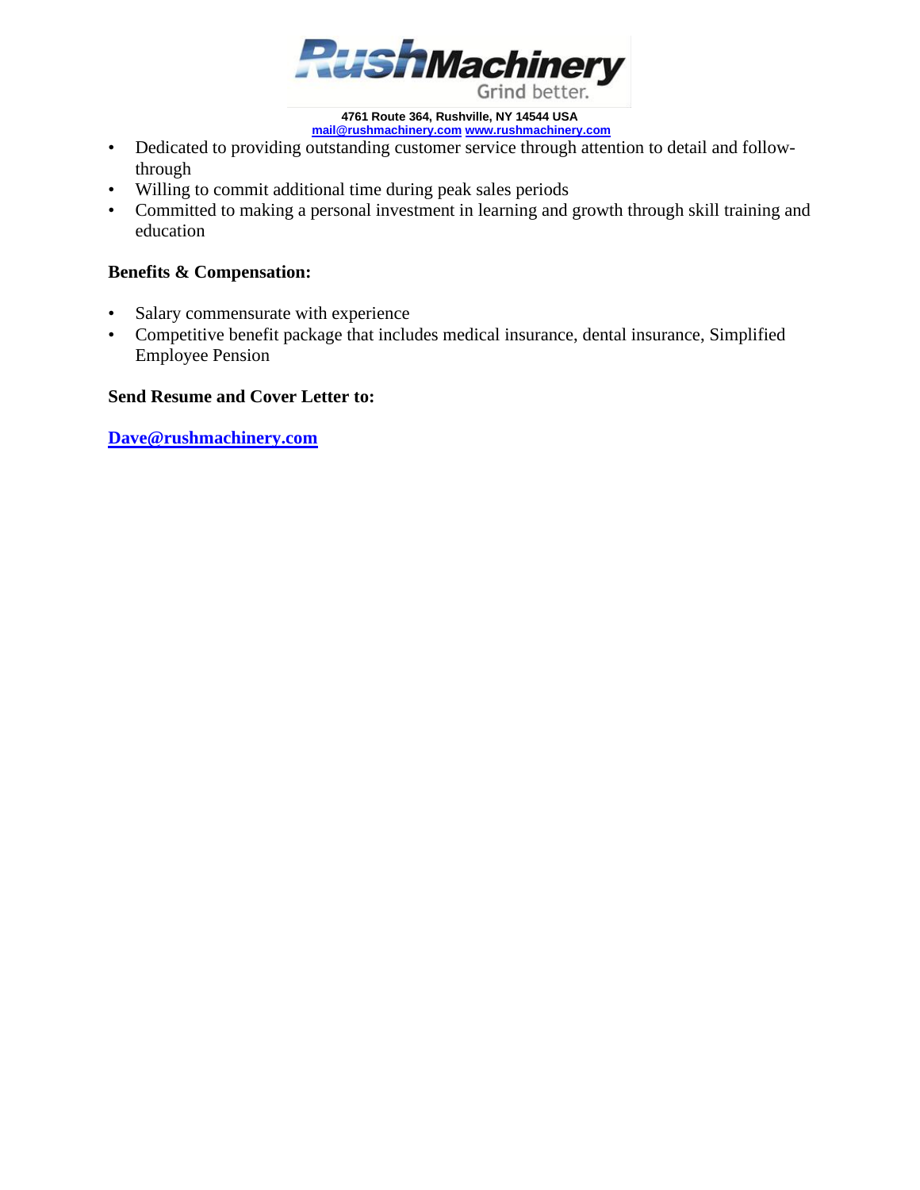4761 Route 364, Rushville, NY 14544 USA
mail@rushmachinery.com www.rushmachinery.com

- Dedicated to providing outstanding customer service through attention to detail and follow-through
- Willing to commit additional time during peak sales periods
- Committed to making a personal investment in learning and growth through skill training and education

**Benefits & Compensation:**

- Salary commensurate with experience
- Competitive benefit package that includes medical insurance, dental insurance, Simplified Employee Pension

**Send Resume and Cover Letter to:**

**Dave@rushmachinery.com**